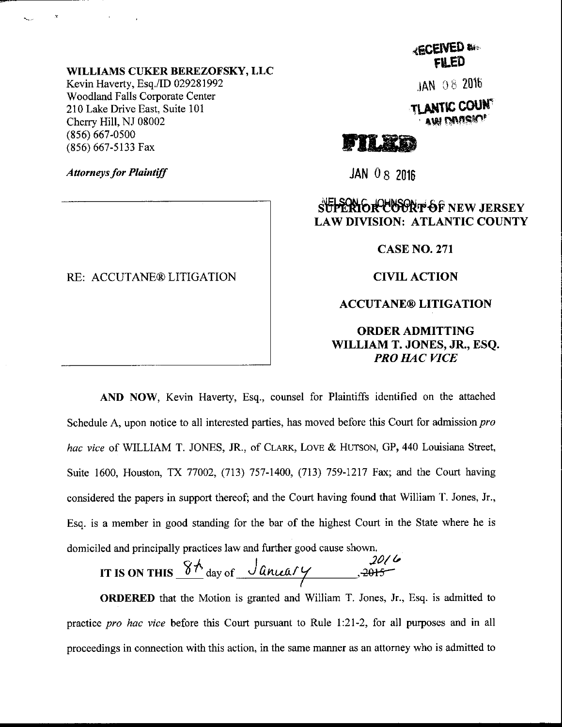**WILLIAMS CUKER BEREZOFSKY, LLC**
Kevin Haverty, Esq./ID 029281992
Woodland Falls Corporate Center
210 Lake Drive East, Suite 101
Cherry Hill, NJ 08002
(856) 667-0500
(856) 667-5133 Fax

*Attorneys for Plaintiff*

RECEIVED AND FILED

JAN 08 2016

ATLANTIC COUNTY LAW DIVISION

FILED

JAN 08 2016

NELSON C. JOHNSON, J.S.C.

RE: ACCUTANE® LITIGATION

**SUPERIOR COURT OF NEW JERSEY**
**LAW DIVISION: ATLANTIC COUNTY**

**CASE NO. 271**

**CIVIL ACTION**

**ACCUTANE® LITIGATION**

**ORDER ADMITTING WILLIAM T. JONES, JR., ESQ. *PRO HAC VICE***

**AND NOW**, Kevin Haverty, Esq., counsel for Plaintiffs identified on the attached Schedule A, upon notice to all interested parties, has moved before this Court for admission *pro hac vice* of WILLIAM T. JONES, JR., of CLARK, LOVE & HUTSON, GP, 440 Louisiana Street, Suite 1600, Houston, TX 77002, (713) 757-1400, (713) 759-1217 Fax; and the Court having considered the papers in support thereof; and the Court having found that William T. Jones, Jr., Esq. is a member in good standing for the bar of the highest Court in the State where he is domiciled and principally practices law and further good cause shown.

**IT IS ON THIS** 8th day of January, ~~2015~~ 2016

**ORDERED** that the Motion is granted and William T. Jones, Jr., Esq. is admitted to practice *pro hac vice* before this Court pursuant to Rule 1:21-2, for all purposes and in all proceedings in connection with this action, in the same manner as an attorney who is admitted to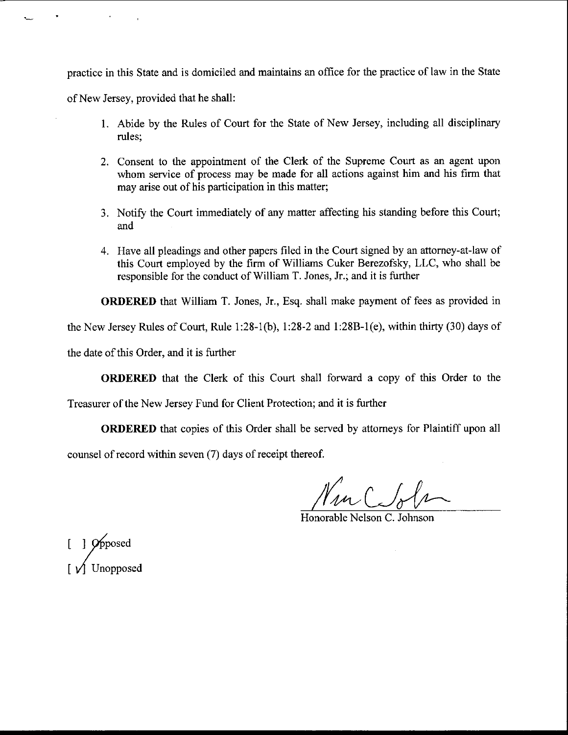practice in this State and is domiciled and maintains an office for the practice of law in the State of New Jersey, provided that he shall:

1. Abide by the Rules of Court for the State of New Jersey, including all disciplinary rules;
2. Consent to the appointment of the Clerk of the Supreme Court as an agent upon whom service of process may be made for all actions against him and his firm that may arise out of his participation in this matter;
3. Notify the Court immediately of any matter affecting his standing before this Court; and
4. Have all pleadings and other papers filed in the Court signed by an attorney-at-law of this Court employed by the firm of Williams Cuker Berezofsky, LLC, who shall be responsible for the conduct of William T. Jones, Jr.; and it is further

**ORDERED** that William T. Jones, Jr., Esq. shall make payment of fees as provided in the New Jersey Rules of Court, Rule 1:28-1(b), 1:28-2 and 1:28B-1(e), within thirty (30) days of the date of this Order, and it is further

**ORDERED** that the Clerk of this Court shall forward a copy of this Order to the Treasurer of the New Jersey Fund for Client Protection; and it is further

**ORDERED** that copies of this Order shall be served by attorneys for Plaintiff upon all counsel of record within seven (7) days of receipt thereof.

Honorable Nelson C. Johnson

[ ] Opposed

[ ✓ ] Unopposed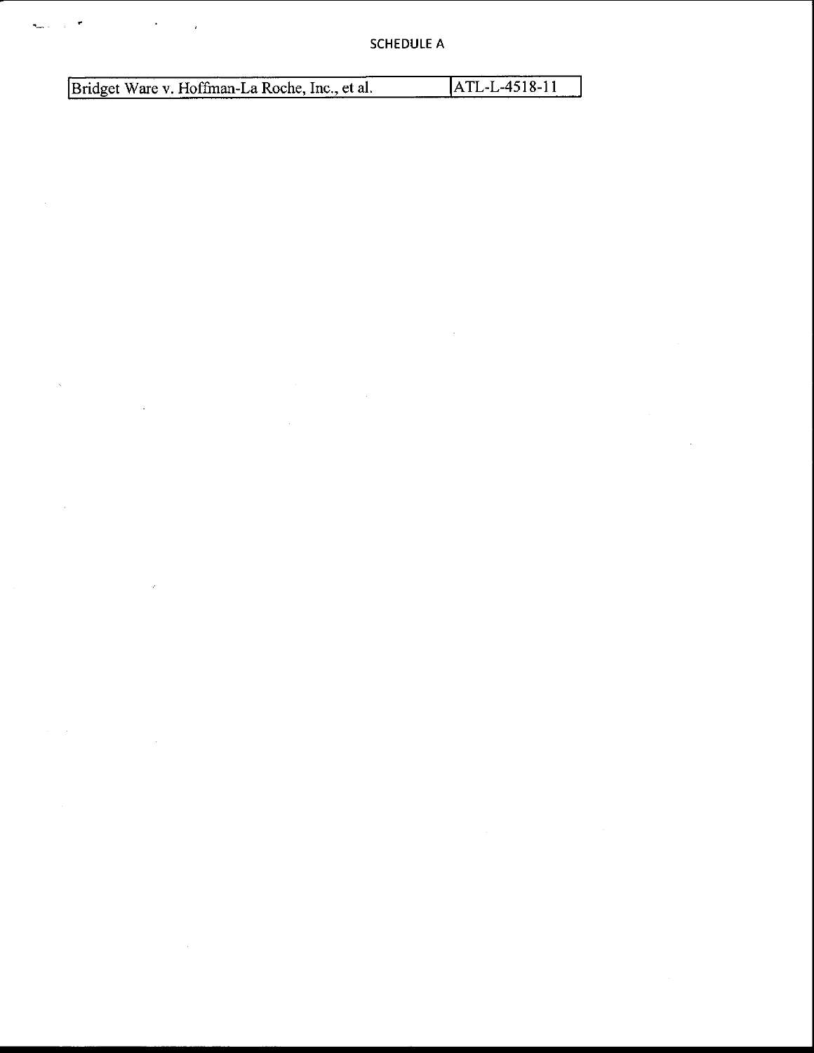SCHEDULE A

| | |
|---|---|
| Bridget Ware v. Hoffman-La Roche, Inc., et al. | ATL-L-4518-11 |